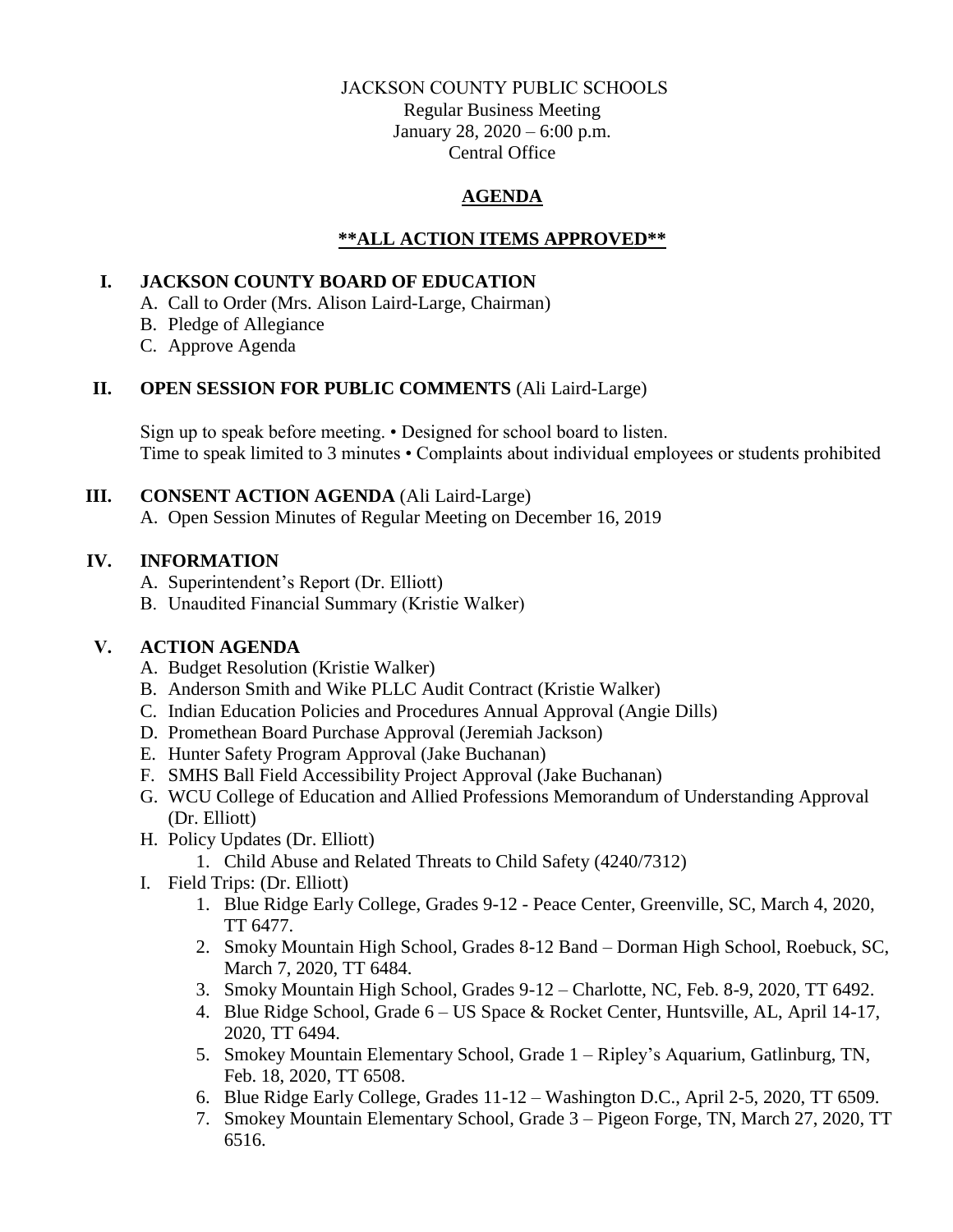JACKSON COUNTY PUBLIC SCHOOLS
Regular Business Meeting
January 28, 2020 – 6:00 p.m.
Central Office

# AGENDA

## **\*\*ALL ACTION ITEMS APPROVED\*\***

## I. JACKSON COUNTY BOARD OF EDUCATION

A. Call to Order (Mrs. Alison Laird-Large, Chairman)
B. Pledge of Allegiance
C. Approve Agenda

## II. OPEN SESSION FOR PUBLIC COMMENTS (Ali Laird-Large)

Sign up to speak before meeting. • Designed for school board to listen.
Time to speak limited to 3 minutes • Complaints about individual employees or students prohibited

## III. CONSENT ACTION AGENDA (Ali Laird-Large)

A. Open Session Minutes of Regular Meeting on December 16, 2019

## IV. INFORMATION

A. Superintendent's Report (Dr. Elliott)
B. Unaudited Financial Summary (Kristie Walker)

## V. ACTION AGENDA

A. Budget Resolution (Kristie Walker)
B. Anderson Smith and Wike PLLC Audit Contract (Kristie Walker)
C. Indian Education Policies and Procedures Annual Approval (Angie Dills)
D. Promethean Board Purchase Approval (Jeremiah Jackson)
E. Hunter Safety Program Approval (Jake Buchanan)
F. SMHS Ball Field Accessibility Project Approval (Jake Buchanan)
G. WCU College of Education and Allied Professions Memorandum of Understanding Approval (Dr. Elliott)
H. Policy Updates (Dr. Elliott)
   1. Child Abuse and Related Threats to Child Safety (4240/7312)
I. Field Trips: (Dr. Elliott)
   1. Blue Ridge Early College, Grades 9-12 - Peace Center, Greenville, SC, March 4, 2020, TT 6477.
   2. Smoky Mountain High School, Grades 8-12 Band – Dorman High School, Roebuck, SC, March 7, 2020, TT 6484.
   3. Smoky Mountain High School, Grades 9-12 – Charlotte, NC, Feb. 8-9, 2020, TT 6492.
   4. Blue Ridge School, Grade 6 – US Space & Rocket Center, Huntsville, AL, April 14-17, 2020, TT 6494.
   5. Smokey Mountain Elementary School, Grade 1 – Ripley's Aquarium, Gatlinburg, TN, Feb. 18, 2020, TT 6508.
   6. Blue Ridge Early College, Grades 11-12 – Washington D.C., April 2-5, 2020, TT 6509.
   7. Smokey Mountain Elementary School, Grade 3 – Pigeon Forge, TN, March 27, 2020, TT 6516.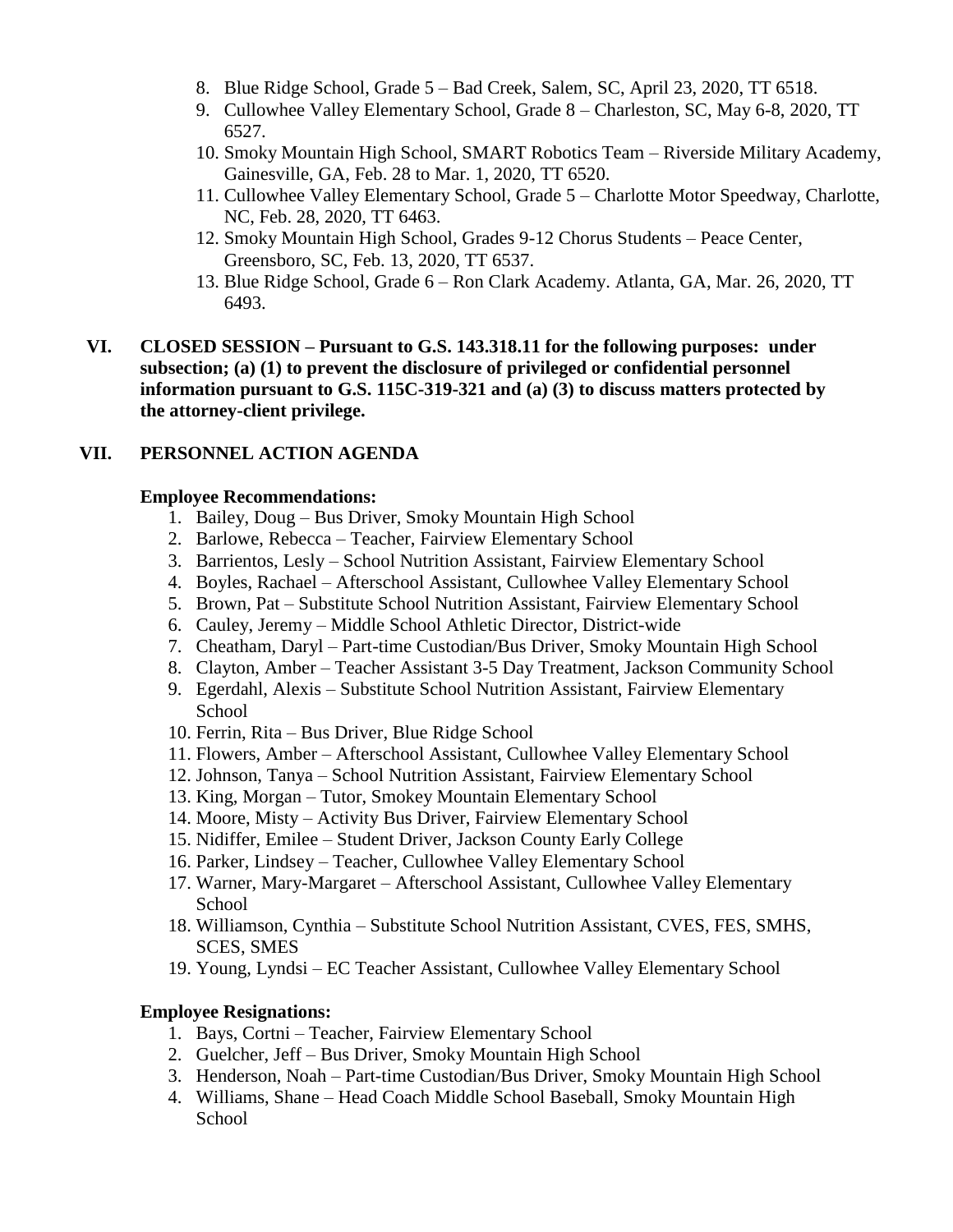8. Blue Ridge School, Grade 5 – Bad Creek, Salem, SC, April 23, 2020, TT 6518.
9. Cullowhee Valley Elementary School, Grade 8 – Charleston, SC, May 6-8, 2020, TT 6527.
10. Smoky Mountain High School, SMART Robotics Team – Riverside Military Academy, Gainesville, GA, Feb. 28 to Mar. 1, 2020, TT 6520.
11. Cullowhee Valley Elementary School, Grade 5 – Charlotte Motor Speedway, Charlotte, NC, Feb. 28, 2020, TT 6463.
12. Smoky Mountain High School, Grades 9-12 Chorus Students – Peace Center, Greensboro, SC, Feb. 13, 2020, TT 6537.
13. Blue Ridge School, Grade 6 – Ron Clark Academy. Atlanta, GA, Mar. 26, 2020, TT 6493.

## VI. CLOSED SESSION – Pursuant to G.S. 143.318.11 for the following purposes: under subsection; (a) (1) to prevent the disclosure of privileged or confidential personnel information pursuant to G.S. 115C-319-321 and (a) (3) to discuss matters protected by the attorney-client privilege.

## VII. PERSONNEL ACTION AGENDA

**Employee Recommendations:**

1. Bailey, Doug – Bus Driver, Smoky Mountain High School
2. Barlowe, Rebecca – Teacher, Fairview Elementary School
3. Barrientos, Lesly – School Nutrition Assistant, Fairview Elementary School
4. Boyles, Rachael – Afterschool Assistant, Cullowhee Valley Elementary School
5. Brown, Pat – Substitute School Nutrition Assistant, Fairview Elementary School
6. Cauley, Jeremy – Middle School Athletic Director, District-wide
7. Cheatham, Daryl – Part-time Custodian/Bus Driver, Smoky Mountain High School
8. Clayton, Amber – Teacher Assistant 3-5 Day Treatment, Jackson Community School
9. Egerdahl, Alexis – Substitute School Nutrition Assistant, Fairview Elementary School
10. Ferrin, Rita – Bus Driver, Blue Ridge School
11. Flowers, Amber – Afterschool Assistant, Cullowhee Valley Elementary School
12. Johnson, Tanya – School Nutrition Assistant, Fairview Elementary School
13. King, Morgan – Tutor, Smokey Mountain Elementary School
14. Moore, Misty – Activity Bus Driver, Fairview Elementary School
15. Nidiffer, Emilee – Student Driver, Jackson County Early College
16. Parker, Lindsey – Teacher, Cullowhee Valley Elementary School
17. Warner, Mary-Margaret – Afterschool Assistant, Cullowhee Valley Elementary School
18. Williamson, Cynthia – Substitute School Nutrition Assistant, CVES, FES, SMHS, SCES, SMES
19. Young, Lyndsi – EC Teacher Assistant, Cullowhee Valley Elementary School

**Employee Resignations:**

1. Bays, Cortni – Teacher, Fairview Elementary School
2. Guelcher, Jeff – Bus Driver, Smoky Mountain High School
3. Henderson, Noah – Part-time Custodian/Bus Driver, Smoky Mountain High School
4. Williams, Shane – Head Coach Middle School Baseball, Smoky Mountain High School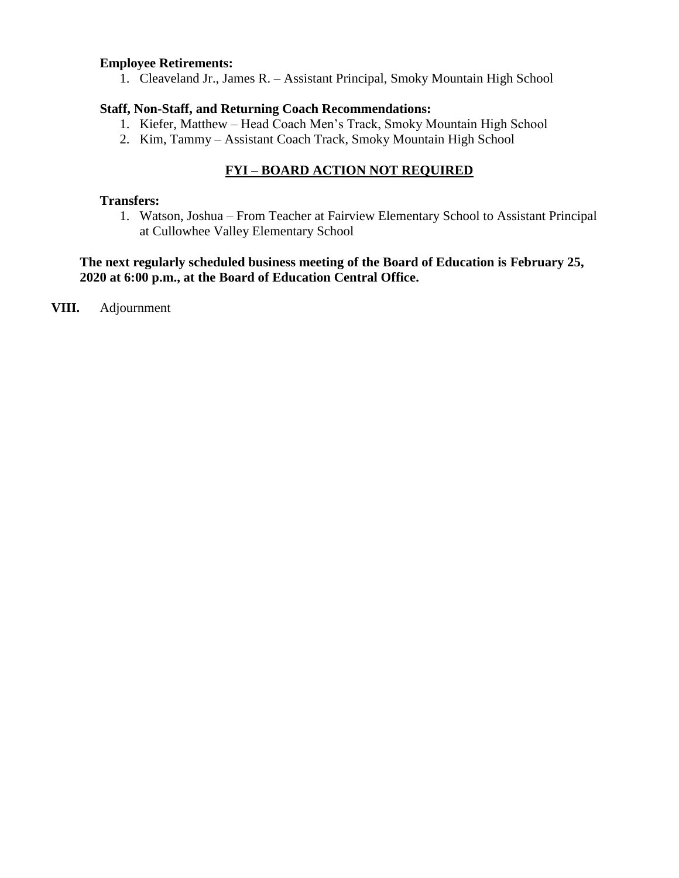**Employee Retirements:**

1. Cleaveland Jr., James R. – Assistant Principal, Smoky Mountain High School

**Staff, Non-Staff, and Returning Coach Recommendations:**

1. Kiefer, Matthew – Head Coach Men's Track, Smoky Mountain High School
2. Kim, Tammy – Assistant Coach Track, Smoky Mountain High School

**FYI – BOARD ACTION NOT REQUIRED**

**Transfers:**

1. Watson, Joshua – From Teacher at Fairview Elementary School to Assistant Principal at Cullowhee Valley Elementary School

**The next regularly scheduled business meeting of the Board of Education is February 25, 2020 at 6:00 p.m., at the Board of Education Central Office.**

**VIII.** Adjournment